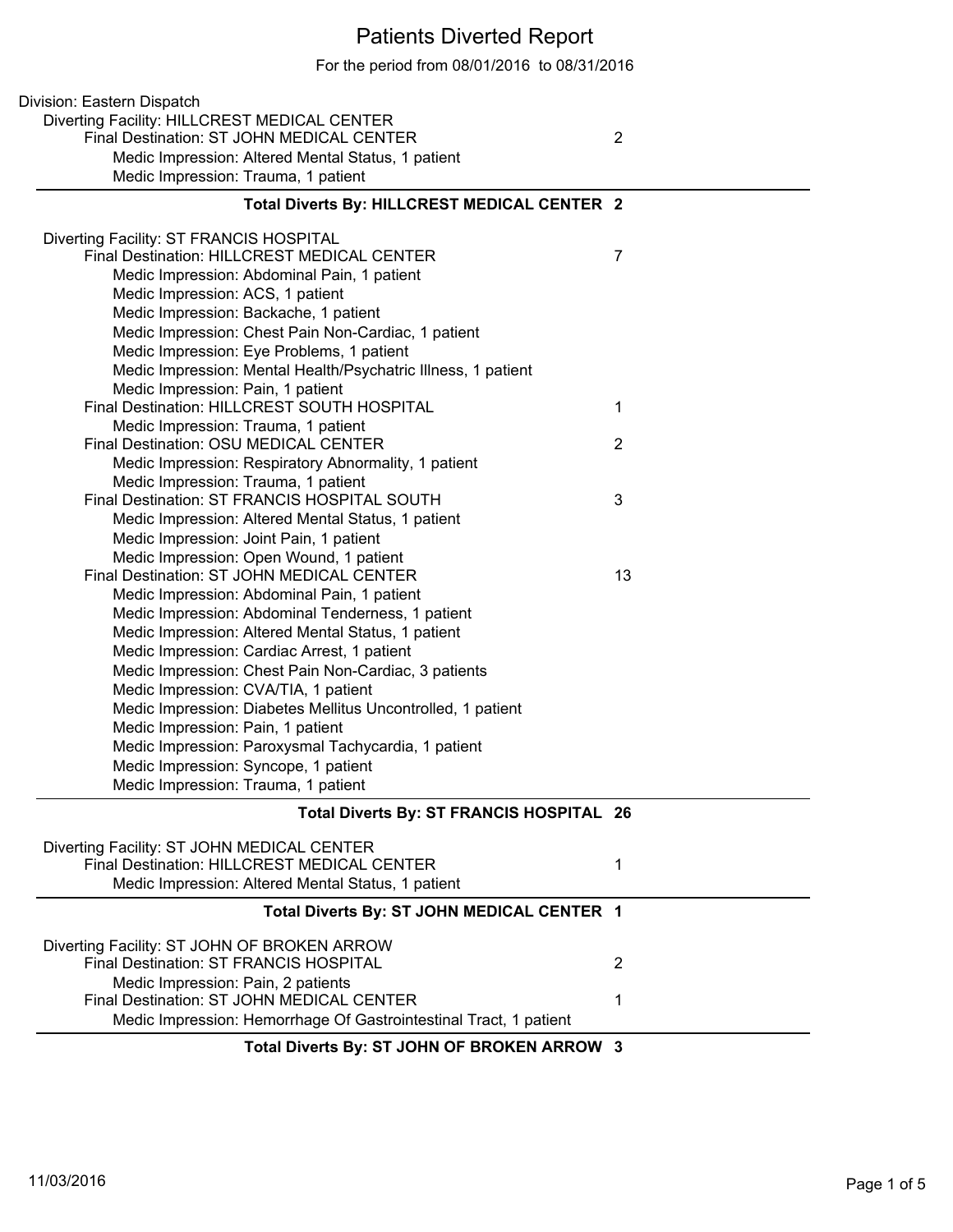# Patients Diverted Report

For the period from 08/01/2016 to 08/31/2016

Division: Eastern Dispatch

Diverting Facility: HILLCREST MEDICAL CENTER

- Final Destination: ST JOHN MEDICAL CENTER — 2
  - Medic Impression: Altered Mental Status, 1 patient
  - Medic Impression: Trauma, 1 patient

**Total Diverts By: HILLCREST MEDICAL CENTER 2**

Diverting Facility: ST FRANCIS HOSPITAL

- Final Destination: HILLCREST MEDICAL CENTER — 7
  - Medic Impression: Abdominal Pain, 1 patient
  - Medic Impression: ACS, 1 patient
  - Medic Impression: Backache, 1 patient
  - Medic Impression: Chest Pain Non-Cardiac, 1 patient
  - Medic Impression: Eye Problems, 1 patient
  - Medic Impression: Mental Health/Psychatric Illness, 1 patient
  - Medic Impression: Pain, 1 patient
- Final Destination: HILLCREST SOUTH HOSPITAL — 1
  - Medic Impression: Trauma, 1 patient
- Final Destination: OSU MEDICAL CENTER — 2
  - Medic Impression: Respiratory Abnormality, 1 patient
  - Medic Impression: Trauma, 1 patient
- Final Destination: ST FRANCIS HOSPITAL SOUTH — 3
  - Medic Impression: Altered Mental Status, 1 patient
  - Medic Impression: Joint Pain, 1 patient
  - Medic Impression: Open Wound, 1 patient
- Final Destination: ST JOHN MEDICAL CENTER — 13
  - Medic Impression: Abdominal Pain, 1 patient
  - Medic Impression: Abdominal Tenderness, 1 patient
  - Medic Impression: Altered Mental Status, 1 patient
  - Medic Impression: Cardiac Arrest, 1 patient
  - Medic Impression: Chest Pain Non-Cardiac, 3 patients
  - Medic Impression: CVA/TIA, 1 patient
  - Medic Impression: Diabetes Mellitus Uncontrolled, 1 patient
  - Medic Impression: Pain, 1 patient
  - Medic Impression: Paroxysmal Tachycardia, 1 patient
  - Medic Impression: Syncope, 1 patient
  - Medic Impression: Trauma, 1 patient

**Total Diverts By: ST FRANCIS HOSPITAL 26**

Diverting Facility: ST JOHN MEDICAL CENTER

- Final Destination: HILLCREST MEDICAL CENTER — 1
  - Medic Impression: Altered Mental Status, 1 patient

**Total Diverts By: ST JOHN MEDICAL CENTER 1**

Diverting Facility: ST JOHN OF BROKEN ARROW

- Final Destination: ST FRANCIS HOSPITAL — 2
  - Medic Impression: Pain, 2 patients
- Final Destination: ST JOHN MEDICAL CENTER — 1
  - Medic Impression: Hemorrhage Of Gastrointestinal Tract, 1 patient

**Total Diverts By: ST JOHN OF BROKEN ARROW 3**

11/03/2016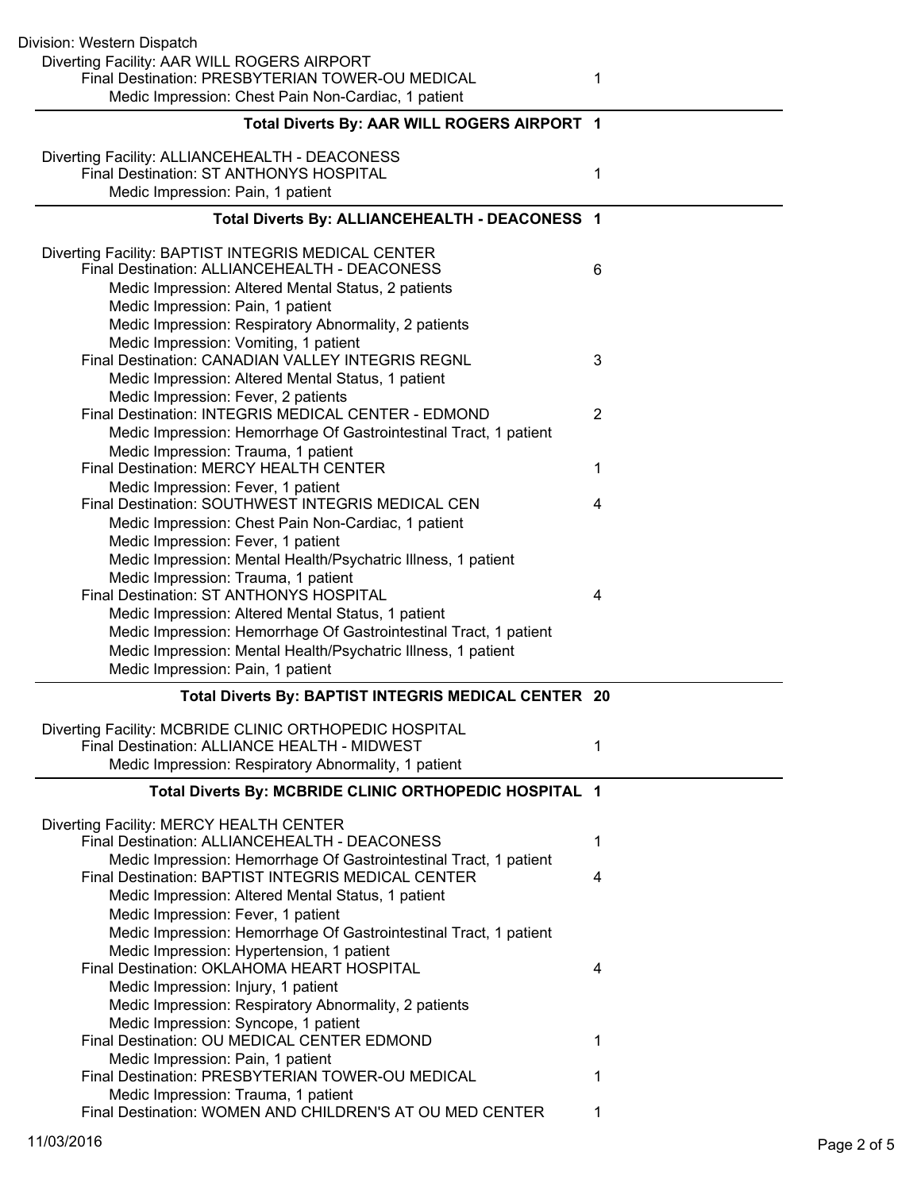Division: Western Dispatch

Diverting Facility: AAR WILL ROGERS AIRPORT

- Final Destination: PRESBYTERIAN TOWER-OU MEDICAL — 1
  - Medic Impression: Chest Pain Non-Cardiac, 1 patient

**Total Diverts By: AAR WILL ROGERS AIRPORT 1**

---

Diverting Facility: ALLIANCEHEALTH - DEACONESS

- Final Destination: ST ANTHONYS HOSPITAL — 1
  - Medic Impression: Pain, 1 patient

**Total Diverts By: ALLIANCEHEALTH - DEACONESS 1**

---

Diverting Facility: BAPTIST INTEGRIS MEDICAL CENTER

- Final Destination: ALLIANCEHEALTH - DEACONESS — 6
  - Medic Impression: Altered Mental Status, 2 patients
  - Medic Impression: Pain, 1 patient
  - Medic Impression: Respiratory Abnormality, 2 patients
  - Medic Impression: Vomiting, 1 patient
- Final Destination: CANADIAN VALLEY INTEGRIS REGNL — 3
  - Medic Impression: Altered Mental Status, 1 patient
  - Medic Impression: Fever, 2 patients
- Final Destination: INTEGRIS MEDICAL CENTER - EDMOND — 2
  - Medic Impression: Hemorrhage Of Gastrointestinal Tract, 1 patient
  - Medic Impression: Trauma, 1 patient
- Final Destination: MERCY HEALTH CENTER — 1
  - Medic Impression: Fever, 1 patient
- Final Destination: SOUTHWEST INTEGRIS MEDICAL CEN — 4
  - Medic Impression: Chest Pain Non-Cardiac, 1 patient
  - Medic Impression: Fever, 1 patient
  - Medic Impression: Mental Health/Psychatric Illness, 1 patient
  - Medic Impression: Trauma, 1 patient
- Final Destination: ST ANTHONYS HOSPITAL — 4
  - Medic Impression: Altered Mental Status, 1 patient
  - Medic Impression: Hemorrhage Of Gastrointestinal Tract, 1 patient
  - Medic Impression: Mental Health/Psychatric Illness, 1 patient
  - Medic Impression: Pain, 1 patient

**Total Diverts By: BAPTIST INTEGRIS MEDICAL CENTER 20**

---

Diverting Facility: MCBRIDE CLINIC ORTHOPEDIC HOSPITAL

- Final Destination: ALLIANCE HEALTH - MIDWEST — 1
  - Medic Impression: Respiratory Abnormality, 1 patient

**Total Diverts By: MCBRIDE CLINIC ORTHOPEDIC HOSPITAL 1**

---

Diverting Facility: MERCY HEALTH CENTER

- Final Destination: ALLIANCEHEALTH - DEACONESS — 1
  - Medic Impression: Hemorrhage Of Gastrointestinal Tract, 1 patient
- Final Destination: BAPTIST INTEGRIS MEDICAL CENTER — 4
  - Medic Impression: Altered Mental Status, 1 patient
  - Medic Impression: Fever, 1 patient
  - Medic Impression: Hemorrhage Of Gastrointestinal Tract, 1 patient
  - Medic Impression: Hypertension, 1 patient
- Final Destination: OKLAHOMA HEART HOSPITAL — 4
  - Medic Impression: Injury, 1 patient
  - Medic Impression: Respiratory Abnormality, 2 patients
  - Medic Impression: Syncope, 1 patient
- Final Destination: OU MEDICAL CENTER EDMOND — 1
  - Medic Impression: Pain, 1 patient
- Final Destination: PRESBYTERIAN TOWER-OU MEDICAL — 1
  - Medic Impression: Trauma, 1 patient
- Final Destination: WOMEN AND CHILDREN'S AT OU MED CENTER — 1

11/03/2016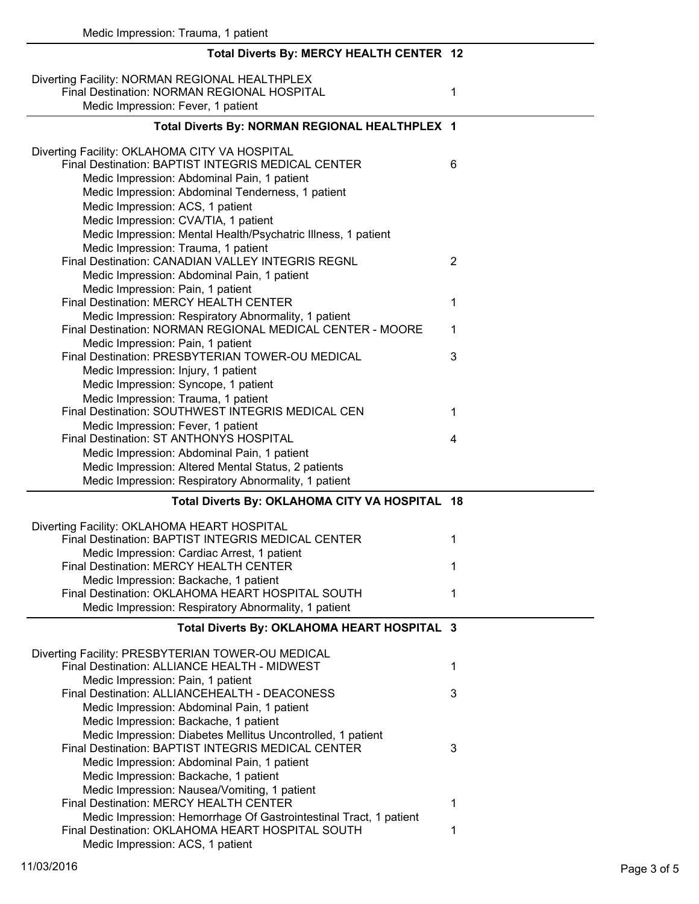Medic Impression: Trauma, 1 patient

**Total Diverts By: MERCY HEALTH CENTER 12**

Diverting Facility: NORMAN REGIONAL HEALTHPLEX

- Final Destination: NORMAN REGIONAL HOSPITAL — 1
  - Medic Impression: Fever, 1 patient

**Total Diverts By: NORMAN REGIONAL HEALTHPLEX 1**

Diverting Facility: OKLAHOMA CITY VA HOSPITAL

- Final Destination: BAPTIST INTEGRIS MEDICAL CENTER — 6
  - Medic Impression: Abdominal Pain, 1 patient
  - Medic Impression: Abdominal Tenderness, 1 patient
  - Medic Impression: ACS, 1 patient
  - Medic Impression: CVA/TIA, 1 patient
  - Medic Impression: Mental Health/Psychatric Illness, 1 patient
  - Medic Impression: Trauma, 1 patient
- Final Destination: CANADIAN VALLEY INTEGRIS REGNL — 2
  - Medic Impression: Abdominal Pain, 1 patient
  - Medic Impression: Pain, 1 patient
- Final Destination: MERCY HEALTH CENTER — 1
  - Medic Impression: Respiratory Abnormality, 1 patient
- Final Destination: NORMAN REGIONAL MEDICAL CENTER - MOORE — 1
  - Medic Impression: Pain, 1 patient
- Final Destination: PRESBYTERIAN TOWER-OU MEDICAL — 3
  - Medic Impression: Injury, 1 patient
  - Medic Impression: Syncope, 1 patient
  - Medic Impression: Trauma, 1 patient
- Final Destination: SOUTHWEST INTEGRIS MEDICAL CEN — 1
  - Medic Impression: Fever, 1 patient
- Final Destination: ST ANTHONYS HOSPITAL — 4
  - Medic Impression: Abdominal Pain, 1 patient
  - Medic Impression: Altered Mental Status, 2 patients
  - Medic Impression: Respiratory Abnormality, 1 patient

**Total Diverts By: OKLAHOMA CITY VA HOSPITAL 18**

Diverting Facility: OKLAHOMA HEART HOSPITAL

- Final Destination: BAPTIST INTEGRIS MEDICAL CENTER — 1
  - Medic Impression: Cardiac Arrest, 1 patient
- Final Destination: MERCY HEALTH CENTER — 1
  - Medic Impression: Backache, 1 patient
- Final Destination: OKLAHOMA HEART HOSPITAL SOUTH — 1
  - Medic Impression: Respiratory Abnormality, 1 patient

**Total Diverts By: OKLAHOMA HEART HOSPITAL 3**

Diverting Facility: PRESBYTERIAN TOWER-OU MEDICAL

- Final Destination: ALLIANCE HEALTH - MIDWEST — 1
  - Medic Impression: Pain, 1 patient
- Final Destination: ALLIANCEHEALTH - DEACONESS — 3
  - Medic Impression: Abdominal Pain, 1 patient
  - Medic Impression: Backache, 1 patient
  - Medic Impression: Diabetes Mellitus Uncontrolled, 1 patient
- Final Destination: BAPTIST INTEGRIS MEDICAL CENTER — 3
  - Medic Impression: Abdominal Pain, 1 patient
  - Medic Impression: Backache, 1 patient
  - Medic Impression: Nausea/Vomiting, 1 patient
- Final Destination: MERCY HEALTH CENTER — 1
  - Medic Impression: Hemorrhage Of Gastrointestinal Tract, 1 patient
- Final Destination: OKLAHOMA HEART HOSPITAL SOUTH — 1
  - Medic Impression: ACS, 1 patient

11/03/2016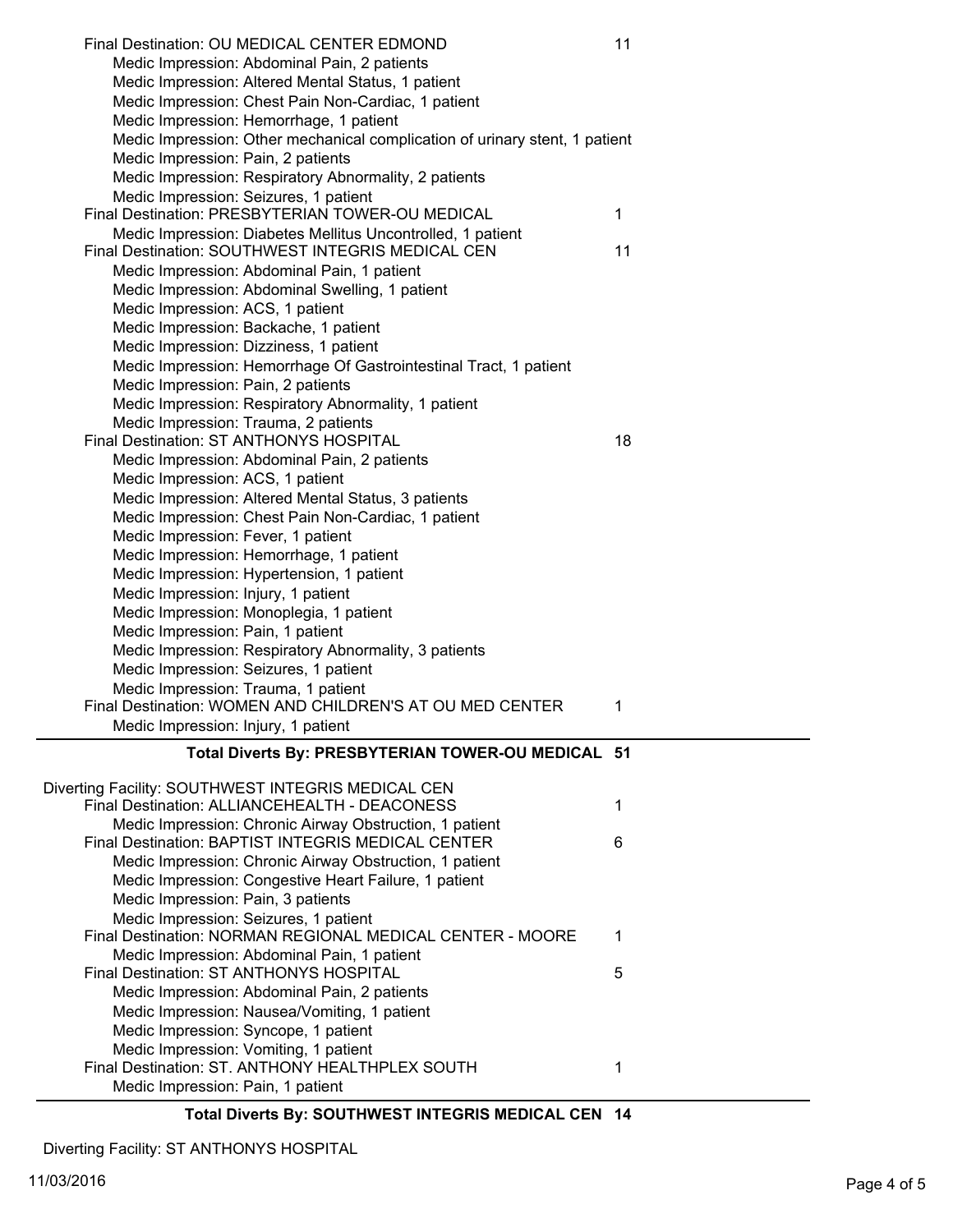Final Destination: OU MEDICAL CENTER EDMOND 11

- Medic Impression: Abdominal Pain, 2 patients
- Medic Impression: Altered Mental Status, 1 patient
- Medic Impression: Chest Pain Non-Cardiac, 1 patient
- Medic Impression: Hemorrhage, 1 patient
- Medic Impression: Other mechanical complication of urinary stent, 1 patient
- Medic Impression: Pain, 2 patients
- Medic Impression: Respiratory Abnormality, 2 patients
- Medic Impression: Seizures, 1 patient

Final Destination: PRESBYTERIAN TOWER-OU MEDICAL 1

- Medic Impression: Diabetes Mellitus Uncontrolled, 1 patient

Final Destination: SOUTHWEST INTEGRIS MEDICAL CEN 11

- Medic Impression: Abdominal Pain, 1 patient
- Medic Impression: Abdominal Swelling, 1 patient
- Medic Impression: ACS, 1 patient
- Medic Impression: Backache, 1 patient
- Medic Impression: Dizziness, 1 patient
- Medic Impression: Hemorrhage Of Gastrointestinal Tract, 1 patient
- Medic Impression: Pain, 2 patients
- Medic Impression: Respiratory Abnormality, 1 patient
- Medic Impression: Trauma, 2 patients

Final Destination: ST ANTHONYS HOSPITAL 18

- Medic Impression: Abdominal Pain, 2 patients
- Medic Impression: ACS, 1 patient
- Medic Impression: Altered Mental Status, 3 patients
- Medic Impression: Chest Pain Non-Cardiac, 1 patient
- Medic Impression: Fever, 1 patient
- Medic Impression: Hemorrhage, 1 patient
- Medic Impression: Hypertension, 1 patient
- Medic Impression: Injury, 1 patient
- Medic Impression: Monoplegia, 1 patient
- Medic Impression: Pain, 1 patient
- Medic Impression: Respiratory Abnormality, 3 patients
- Medic Impression: Seizures, 1 patient
- Medic Impression: Trauma, 1 patient

Final Destination: WOMEN AND CHILDREN'S AT OU MED CENTER 1

- Medic Impression: Injury, 1 patient

**Total Diverts By: PRESBYTERIAN TOWER-OU MEDICAL 51**

Diverting Facility: SOUTHWEST INTEGRIS MEDICAL CEN

Final Destination: ALLIANCEHEALTH - DEACONESS 1

- Medic Impression: Chronic Airway Obstruction, 1 patient

Final Destination: BAPTIST INTEGRIS MEDICAL CENTER 6

- Medic Impression: Chronic Airway Obstruction, 1 patient
- Medic Impression: Congestive Heart Failure, 1 patient
- Medic Impression: Pain, 3 patients
- Medic Impression: Seizures, 1 patient

Final Destination: NORMAN REGIONAL MEDICAL CENTER - MOORE 1

- Medic Impression: Abdominal Pain, 1 patient

Final Destination: ST ANTHONYS HOSPITAL 5

- Medic Impression: Abdominal Pain, 2 patients
- Medic Impression: Nausea/Vomiting, 1 patient
- Medic Impression: Syncope, 1 patient
- Medic Impression: Vomiting, 1 patient

Final Destination: ST. ANTHONY HEALTHPLEX SOUTH 1

- Medic Impression: Pain, 1 patient

**Total Diverts By: SOUTHWEST INTEGRIS MEDICAL CEN 14**

Diverting Facility: ST ANTHONYS HOSPITAL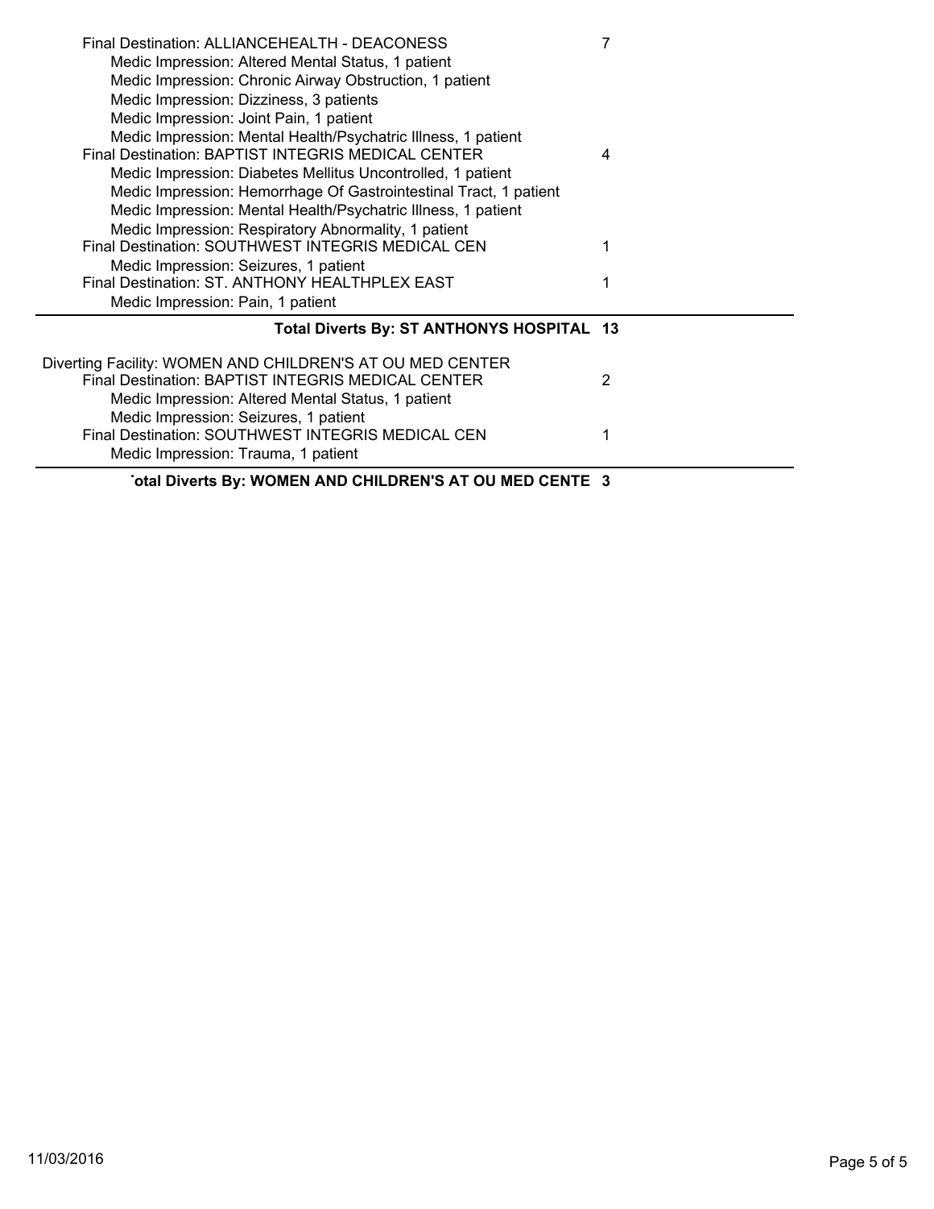Final Destination: ALLIANCEHEALTH - DEACONESS 7

- Medic Impression: Altered Mental Status, 1 patient
- Medic Impression: Chronic Airway Obstruction, 1 patient
- Medic Impression: Dizziness, 3 patients
- Medic Impression: Joint Pain, 1 patient
- Medic Impression: Mental Health/Psychatric Illness, 1 patient

Final Destination: BAPTIST INTEGRIS MEDICAL CENTER 4

- Medic Impression: Diabetes Mellitus Uncontrolled, 1 patient
- Medic Impression: Hemorrhage Of Gastrointestinal Tract, 1 patient
- Medic Impression: Mental Health/Psychatric Illness, 1 patient
- Medic Impression: Respiratory Abnormality, 1 patient

Final Destination: SOUTHWEST INTEGRIS MEDICAL CEN 1

- Medic Impression: Seizures, 1 patient

Final Destination: ST. ANTHONY HEALTHPLEX EAST 1

- Medic Impression: Pain, 1 patient

**Total Diverts By: ST ANTHONYS HOSPITAL 13**

Diverting Facility: WOMEN AND CHILDREN'S AT OU MED CENTER

Final Destination: BAPTIST INTEGRIS MEDICAL CENTER 2

- Medic Impression: Altered Mental Status, 1 patient
- Medic Impression: Seizures, 1 patient

Final Destination: SOUTHWEST INTEGRIS MEDICAL CEN 1

- Medic Impression: Trauma, 1 patient

**Total Diverts By: WOMEN AND CHILDREN'S AT OU MED CENTE 3**

11/03/2016